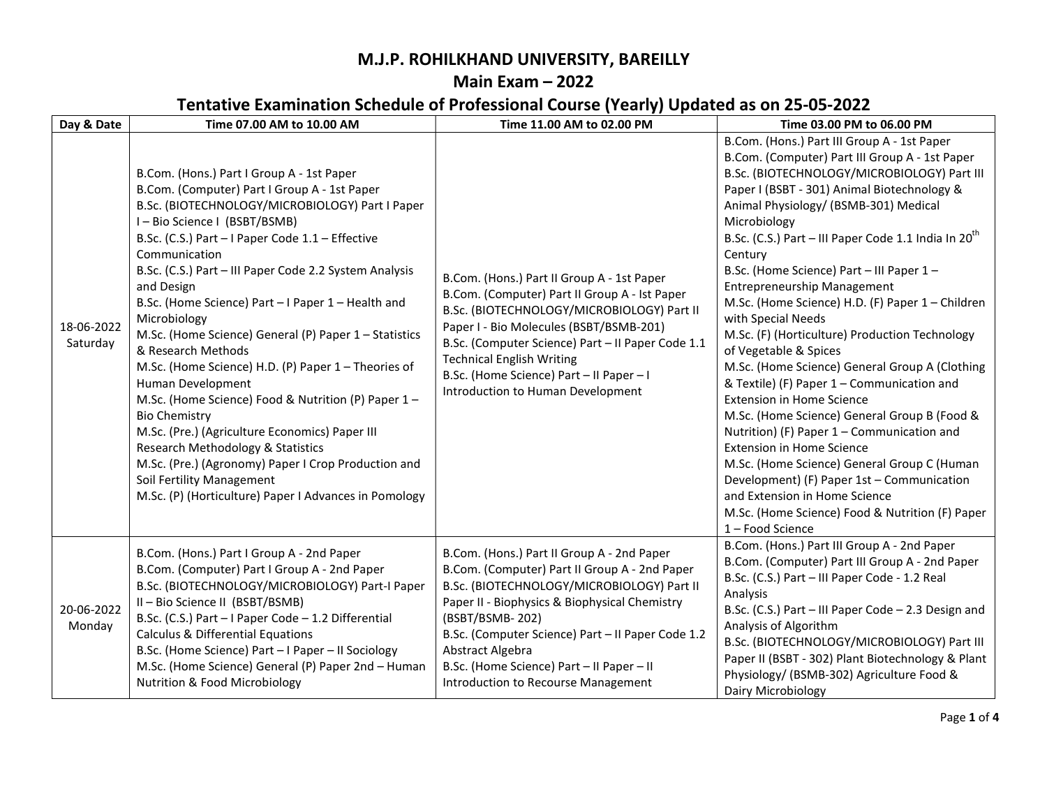# M.J.P. ROHILKHAND UNIVERSITY, BAREILLY

## Main Exam – 2022

### Tentative Examination Schedule of Professional Course (Yearly) Updated as on 25-05-2022

| Day & Date | Time 07.00 AM to 10.00 AM | Time 11.00 AM to 02.00 PM | Time 03.00 PM to 06.00 PM |
|---|---|---|---|
| 18-06-2022 Saturday | B.Com. (Hons.) Part I Group A - 1st Paper<br>B.Com. (Computer) Part I Group A - 1st Paper<br>B.Sc. (BIOTECHNOLOGY/MICROBIOLOGY) Part I Paper I – Bio Science I (BSBT/BSMB)<br>B.Sc. (C.S.) Part – I Paper Code 1.1 – Effective Communication<br>B.Sc. (C.S.) Part – III Paper Code 2.2 System Analysis and Design<br>B.Sc. (Home Science) Part – I Paper 1 – Health and Microbiology<br>M.Sc. (Home Science) General (P) Paper 1 – Statistics & Research Methods<br>M.Sc. (Home Science) H.D. (P) Paper 1 – Theories of Human Development<br>M.Sc. (Home Science) Food & Nutrition (P) Paper 1 – Bio Chemistry<br>M.Sc. (Pre.) (Agriculture Economics) Paper III Research Methodology & Statistics<br>M.Sc. (Pre.) (Agronomy) Paper I Crop Production and Soil Fertility Management<br>M.Sc. (P) (Horticulture) Paper I Advances in Pomology | B.Com. (Hons.) Part II Group A - 1st Paper<br>B.Com. (Computer) Part II Group A - Ist Paper<br>B.Sc. (BIOTECHNOLOGY/MICROBIOLOGY) Part II Paper I - Bio Molecules (BSBT/BSMB-201)<br>B.Sc. (Computer Science) Part – II Paper Code 1.1 Technical English Writing<br>B.Sc. (Home Science) Part – II Paper – I Introduction to Human Development | B.Com. (Hons.) Part III Group A - 1st Paper<br>B.Com. (Computer) Part III Group A - 1st Paper<br>B.Sc. (BIOTECHNOLOGY/MICROBIOLOGY) Part III Paper I (BSBT - 301) Animal Biotechnology & Animal Physiology/ (BSMB-301) Medical Microbiology<br>B.Sc. (C.S.) Part – III Paper Code 1.1 India In 20th Century<br>B.Sc. (Home Science) Part – III Paper 1 – Entrepreneurship Management<br>M.Sc. (Home Science) H.D. (F) Paper 1 – Children with Special Needs<br>M.Sc. (F) (Horticulture) Production Technology of Vegetable & Spices<br>M.Sc. (Home Science) General Group A (Clothing & Textile) (F) Paper 1 – Communication and Extension in Home Science<br>M.Sc. (Home Science) General Group B (Food & Nutrition) (F) Paper 1 – Communication and Extension in Home Science<br>M.Sc. (Home Science) General Group C (Human Development) (F) Paper 1st – Communication and Extension in Home Science<br>M.Sc. (Home Science) Food & Nutrition (F) Paper 1 – Food Science |
| 20-06-2022 Monday | B.Com. (Hons.) Part I Group A - 2nd Paper<br>B.Com. (Computer) Part I Group A - 2nd Paper<br>B.Sc. (BIOTECHNOLOGY/MICROBIOLOGY) Part-I Paper II – Bio Science II (BSBT/BSMB)<br>B.Sc. (C.S.) Part – I Paper Code – 1.2 Differential Calculus & Differential Equations<br>B.Sc. (Home Science) Part – I Paper – II Sociology<br>M.Sc. (Home Science) General (P) Paper 2nd – Human Nutrition & Food Microbiology | B.Com. (Hons.) Part II Group A - 2nd Paper<br>B.Com. (Computer) Part II Group A - 2nd Paper<br>B.Sc. (BIOTECHNOLOGY/MICROBIOLOGY) Part II Paper II - Biophysics & Biophysical Chemistry (BSBT/BSMB- 202)<br>B.Sc. (Computer Science) Part – II Paper Code 1.2 Abstract Algebra<br>B.Sc. (Home Science) Part – II Paper – II Introduction to Recourse Management | B.Com. (Hons.) Part III Group A - 2nd Paper<br>B.Com. (Computer) Part III Group A - 2nd Paper<br>B.Sc. (C.S.) Part – III Paper Code - 1.2 Real Analysis<br>B.Sc. (C.S.) Part – III Paper Code – 2.3 Design and Analysis of Algorithm<br>B.Sc. (BIOTECHNOLOGY/MICROBIOLOGY) Part III Paper II (BSBT - 302) Plant Biotechnology & Plant Physiology/ (BSMB-302) Agriculture Food & Dairy Microbiology |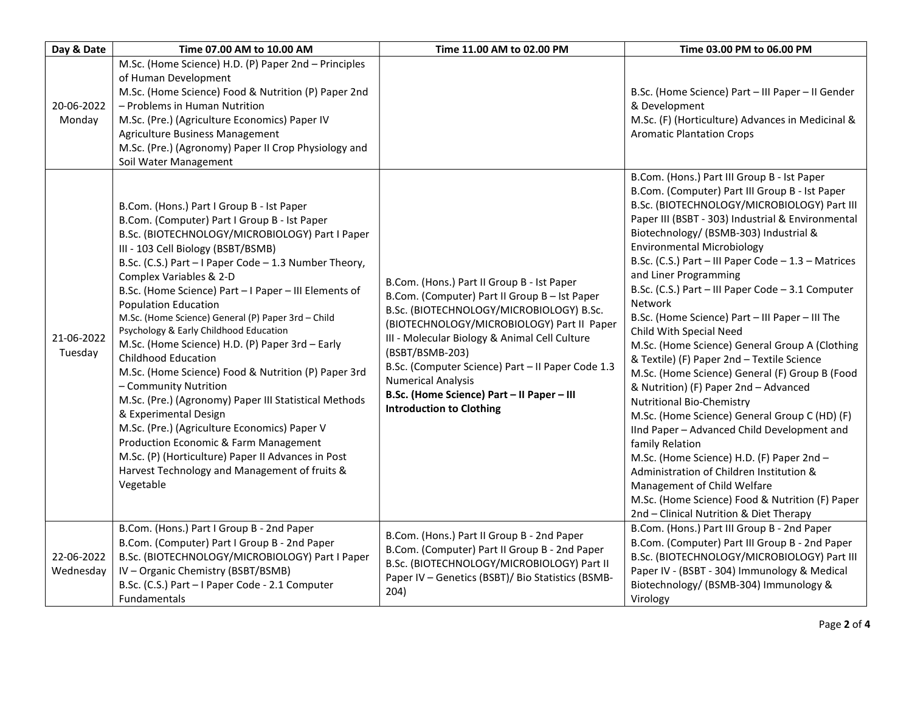| Day & Date | Time 07.00 AM to 10.00 AM | Time 11.00 AM to 02.00 PM | Time 03.00 PM to 06.00 PM |
|---|---|---|---|
| 20-06-2022 Monday | M.Sc. (Home Science) H.D. (P) Paper 2nd – Principles of Human Development<br>M.Sc. (Home Science) Food & Nutrition (P) Paper 2nd – Problems in Human Nutrition<br>M.Sc. (Pre.) (Agriculture Economics) Paper IV Agriculture Business Management<br>M.Sc. (Pre.) (Agronomy) Paper II Crop Physiology and Soil Water Management | | B.Sc. (Home Science) Part – III Paper – II Gender & Development<br>M.Sc. (F) (Horticulture) Advances in Medicinal & Aromatic Plantation Crops |
| 21-06-2022 Tuesday | B.Com. (Hons.) Part I Group B - Ist Paper<br>B.Com. (Computer) Part I Group B - Ist Paper<br>B.Sc. (BIOTECHNOLOGY/MICROBIOLOGY) Part I Paper III - 103 Cell Biology (BSBT/BSMB)<br>B.Sc. (C.S.) Part – I Paper Code – 1.3 Number Theory, Complex Variables & 2-D<br>B.Sc. (Home Science) Part – I Paper – III Elements of Population Education<br>M.Sc. (Home Science) General (P) Paper 3rd – Child Psychology & Early Childhood Education<br>M.Sc. (Home Science) H.D. (P) Paper 3rd – Early Childhood Education<br>M.Sc. (Home Science) Food & Nutrition (P) Paper 3rd – Community Nutrition<br>M.Sc. (Pre.) (Agronomy) Paper III Statistical Methods & Experimental Design<br>M.Sc. (Pre.) (Agriculture Economics) Paper V Production Economic & Farm Management<br>M.Sc. (P) (Horticulture) Paper II Advances in Post Harvest Technology and Management of fruits & Vegetable | B.Com. (Hons.) Part II Group B - Ist Paper<br>B.Com. (Computer) Part II Group B – Ist Paper<br>B.Sc. (BIOTECHNOLOGY/MICROBIOLOGY) B.Sc. (BIOTECHNOLOGY/MICROBIOLOGY) Part II Paper III - Molecular Biology & Animal Cell Culture (BSBT/BSMB-203)<br>B.Sc. (Computer Science) Part – II Paper Code 1.3 Numerical Analysis<br>**B.Sc. (Home Science) Part – II Paper – III Introduction to Clothing** | B.Com. (Hons.) Part III Group B - Ist Paper<br>B.Com. (Computer) Part III Group B - Ist Paper<br>B.Sc. (BIOTECHNOLOGY/MICROBIOLOGY) Part III Paper III (BSBT - 303) Industrial & Environmental Biotechnology/ (BSMB-303) Industrial & Environmental Microbiology<br>B.Sc. (C.S.) Part – III Paper Code – 1.3 – Matrices and Liner Programming<br>B.Sc. (C.S.) Part – III Paper Code – 3.1 Computer Network<br>B.Sc. (Home Science) Part – III Paper – III The Child With Special Need<br>M.Sc. (Home Science) General Group A (Clothing & Textile) (F) Paper 2nd – Textile Science<br>M.Sc. (Home Science) General (F) Group B (Food & Nutrition) (F) Paper 2nd – Advanced Nutritional Bio-Chemistry<br>M.Sc. (Home Science) General Group C (HD) (F) IInd Paper – Advanced Child Development and family Relation<br>M.Sc. (Home Science) H.D. (F) Paper 2nd – Administration of Children Institution & Management of Child Welfare<br>M.Sc. (Home Science) Food & Nutrition (F) Paper 2nd – Clinical Nutrition & Diet Therapy |
| 22-06-2022 Wednesday | B.Com. (Hons.) Part I Group B - 2nd Paper<br>B.Com. (Computer) Part I Group B - 2nd Paper<br>B.Sc. (BIOTECHNOLOGY/MICROBIOLOGY) Part I Paper IV – Organic Chemistry (BSBT/BSMB)<br>B.Sc. (C.S.) Part – I Paper Code - 2.1 Computer Fundamentals | B.Com. (Hons.) Part II Group B - 2nd Paper<br>B.Com. (Computer) Part II Group B - 2nd Paper<br>B.Sc. (BIOTECHNOLOGY/MICROBIOLOGY) Part II Paper IV – Genetics (BSBT)/ Bio Statistics (BSMB-204) | B.Com. (Hons.) Part III Group B - 2nd Paper<br>B.Com. (Computer) Part III Group B - 2nd Paper<br>B.Sc. (BIOTECHNOLOGY/MICROBIOLOGY) Part III Paper IV - (BSBT - 304) Immunology & Medical Biotechnology/ (BSMB-304) Immunology & Virology |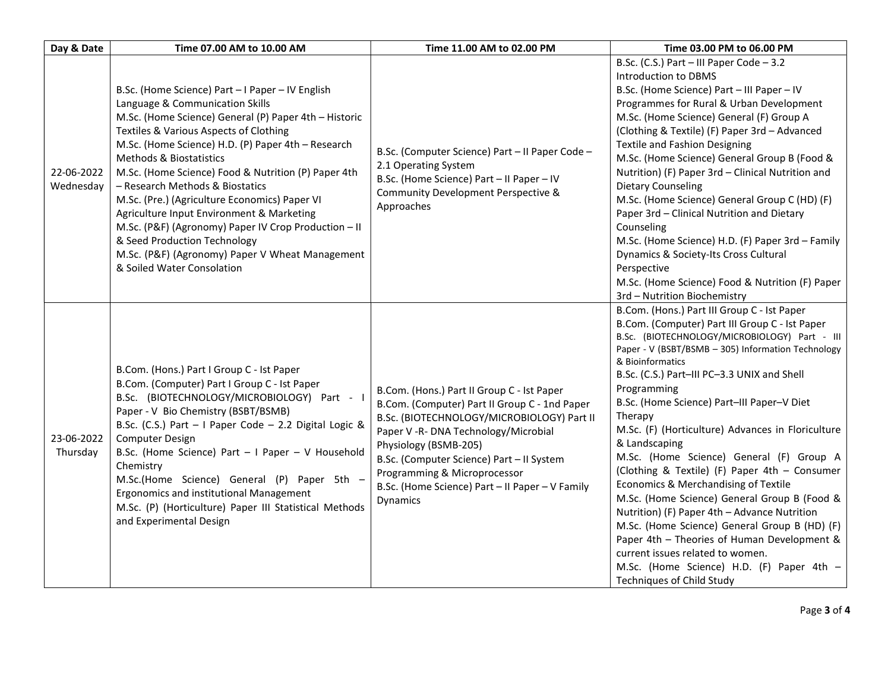| Day & Date | Time 07.00 AM to 10.00 AM | Time 11.00 AM to 02.00 PM | Time 03.00 PM to 06.00 PM |
|---|---|---|---|
| 22-06-2022 Wednesday | B.Sc. (Home Science) Part – I Paper – IV English Language & Communication Skills<br>M.Sc. (Home Science) General (P) Paper 4th – Historic Textiles & Various Aspects of Clothing<br>M.Sc. (Home Science) H.D. (P) Paper 4th – Research Methods & Biostatistics<br>M.Sc. (Home Science) Food & Nutrition (P) Paper 4th – Research Methods & Biostatics<br>M.Sc. (Pre.) (Agriculture Economics) Paper VI Agriculture Input Environment & Marketing<br>M.Sc. (P&F) (Agronomy) Paper IV Crop Production – II & Seed Production Technology<br>M.Sc. (P&F) (Agronomy) Paper V Wheat Management & Soiled Water Consolation | B.Sc. (Computer Science) Part – II Paper Code – 2.1 Operating System<br>B.Sc. (Home Science) Part – II Paper – IV Community Development Perspective & Approaches | B.Sc. (C.S.) Part – III Paper Code – 3.2 Introduction to DBMS<br>B.Sc. (Home Science) Part – III Paper – IV Programmes for Rural & Urban Development<br>M.Sc. (Home Science) General (F) Group A (Clothing & Textile) (F) Paper 3rd – Advanced Textile and Fashion Designing<br>M.Sc. (Home Science) General Group B (Food & Nutrition) (F) Paper 3rd – Clinical Nutrition and Dietary Counseling<br>M.Sc. (Home Science) General Group C (HD) (F) Paper 3rd – Clinical Nutrition and Dietary Counseling<br>M.Sc. (Home Science) H.D. (F) Paper 3rd – Family Dynamics & Society-Its Cross Cultural Perspective<br>M.Sc. (Home Science) Food & Nutrition (F) Paper 3rd – Nutrition Biochemistry |
| 23-06-2022 Thursday | B.Com. (Hons.) Part I Group C - Ist Paper<br>B.Com. (Computer) Part I Group C - Ist Paper<br>B.Sc. (BIOTECHNOLOGY/MICROBIOLOGY) Part - I Paper - V Bio Chemistry (BSBT/BSMB)<br>B.Sc. (C.S.) Part – I Paper Code – 2.2 Digital Logic & Computer Design<br>B.Sc. (Home Science) Part – I Paper – V Household Chemistry<br>M.Sc.(Home Science) General (P) Paper 5th – Ergonomics and institutional Management<br>M.Sc. (P) (Horticulture) Paper III Statistical Methods and Experimental Design | B.Com. (Hons.) Part II Group C - Ist Paper<br>B.Com. (Computer) Part II Group C - 1nd Paper<br>B.Sc. (BIOTECHNOLOGY/MICROBIOLOGY) Part II Paper V -R- DNA Technology/Microbial Physiology (BSMB-205)<br>B.Sc. (Computer Science) Part – II System Programming & Microprocessor<br>B.Sc. (Home Science) Part – II Paper – V Family Dynamics | B.Com. (Hons.) Part III Group C - Ist Paper<br>B.Com. (Computer) Part III Group C - Ist Paper<br>B.Sc. (BIOTECHNOLOGY/MICROBIOLOGY) Part - III Paper - V (BSBT/BSMB – 305) Information Technology & Bioinformatics<br>B.Sc. (C.S.) Part–III PC–3.3 UNIX and Shell Programming<br>B.Sc. (Home Science) Part–III Paper–V Diet Therapy<br>M.Sc. (F) (Horticulture) Advances in Floriculture & Landscaping<br>M.Sc. (Home Science) General (F) Group A (Clothing & Textile) (F) Paper 4th – Consumer Economics & Merchandising of Textile<br>M.Sc. (Home Science) General Group B (Food & Nutrition) (F) Paper 4th – Advance Nutrition<br>M.Sc. (Home Science) General Group B (HD) (F) Paper 4th – Theories of Human Development & current issues related to women.<br>M.Sc. (Home Science) H.D. (F) Paper 4th – Techniques of Child Study |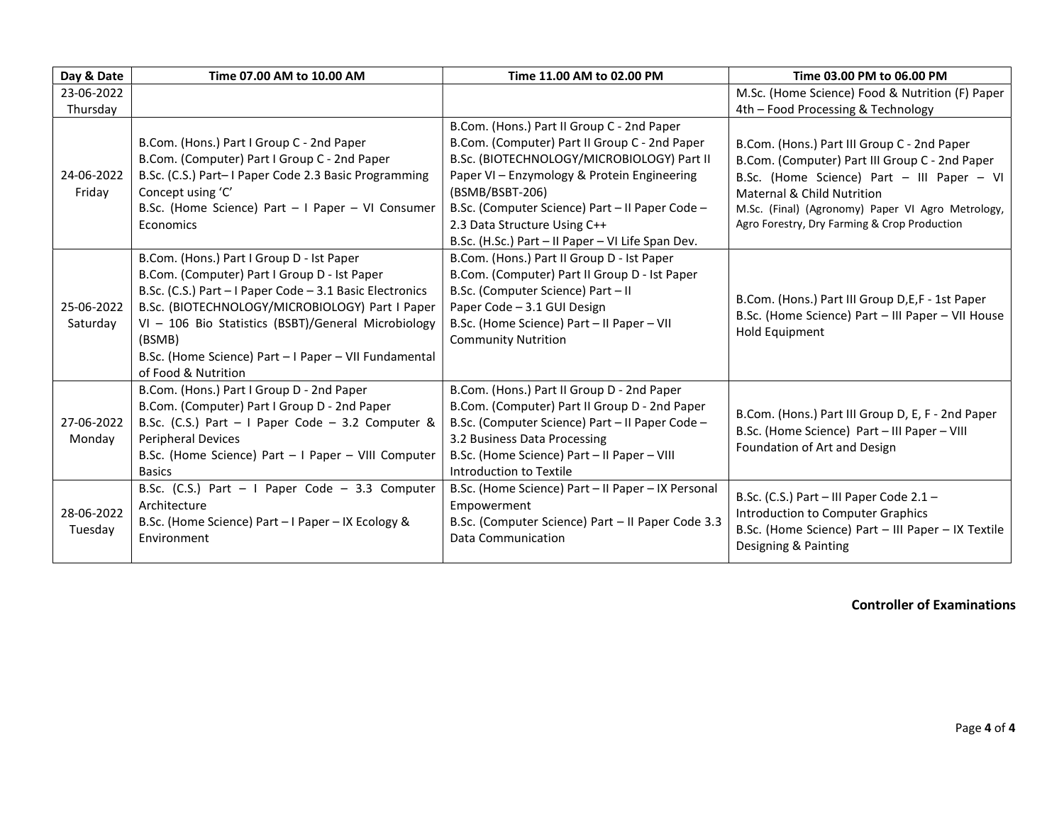| Day & Date | Time 07.00 AM to 10.00 AM | Time 11.00 AM to 02.00 PM | Time 03.00 PM to 06.00 PM |
|---|---|---|---|
| 23-06-2022 Thursday | | | M.Sc. (Home Science) Food & Nutrition (F) Paper 4th – Food Processing & Technology |
| 24-06-2022 Friday | B.Com. (Hons.) Part I Group C - 2nd Paper<br>B.Com. (Computer) Part I Group C - 2nd Paper<br>B.Sc. (C.S.) Part– I Paper Code 2.3 Basic Programming Concept using 'C'<br>B.Sc. (Home Science) Part – I Paper – VI Consumer Economics | B.Com. (Hons.) Part II Group C - 2nd Paper<br>B.Com. (Computer) Part II Group C - 2nd Paper<br>B.Sc. (BIOTECHNOLOGY/MICROBIOLOGY) Part II Paper VI – Enzymology & Protein Engineering (BSMB/BSBT-206)<br>B.Sc. (Computer Science) Part – II Paper Code – 2.3 Data Structure Using C++<br>B.Sc. (H.Sc.) Part – II Paper – VI Life Span Dev. | B.Com. (Hons.) Part III Group C - 2nd Paper<br>B.Com. (Computer) Part III Group C - 2nd Paper<br>B.Sc. (Home Science) Part – III Paper – VI Maternal & Child Nutrition<br>M.Sc. (Final) (Agronomy) Paper VI Agro Metrology, Agro Forestry, Dry Farming & Crop Production |
| 25-06-2022 Saturday | B.Com. (Hons.) Part I Group D - Ist Paper<br>B.Com. (Computer) Part I Group D - Ist Paper<br>B.Sc. (C.S.) Part – I Paper Code – 3.1 Basic Electronics<br>B.Sc. (BIOTECHNOLOGY/MICROBIOLOGY) Part I Paper VI – 106 Bio Statistics (BSBT)/General Microbiology (BSMB)<br>B.Sc. (Home Science) Part – I Paper – VII Fundamental of Food & Nutrition | B.Com. (Hons.) Part II Group D - Ist Paper<br>B.Com. (Computer) Part II Group D - Ist Paper<br>B.Sc. (Computer Science) Part – II Paper Code – 3.1 GUI Design<br>B.Sc. (Home Science) Part – II Paper – VII Community Nutrition | B.Com. (Hons.) Part III Group D,E,F - 1st Paper<br>B.Sc. (Home Science) Part – III Paper – VII House Hold Equipment |
| 27-06-2022 Monday | B.Com. (Hons.) Part I Group D - 2nd Paper<br>B.Com. (Computer) Part I Group D - 2nd Paper<br>B.Sc. (C.S.) Part – I Paper Code – 3.2 Computer & Peripheral Devices<br>B.Sc. (Home Science) Part – I Paper – VIII Computer Basics | B.Com. (Hons.) Part II Group D - 2nd Paper<br>B.Com. (Computer) Part II Group D - 2nd Paper<br>B.Sc. (Computer Science) Part – II Paper Code – 3.2 Business Data Processing<br>B.Sc. (Home Science) Part – II Paper – VIII Introduction to Textile | B.Com. (Hons.) Part III Group D, E, F - 2nd Paper<br>B.Sc. (Home Science) Part – III Paper – VIII Foundation of Art and Design |
| 28-06-2022 Tuesday | B.Sc. (C.S.) Part – I Paper Code – 3.3 Computer Architecture<br>B.Sc. (Home Science) Part – I Paper – IX Ecology & Environment | B.Sc. (Home Science) Part – II Paper – IX Personal Empowerment<br>B.Sc. (Computer Science) Part – II Paper Code 3.3 Data Communication | B.Sc. (C.S.) Part – III Paper Code 2.1 – Introduction to Computer Graphics<br>B.Sc. (Home Science) Part – III Paper – IX Textile Designing & Painting |

**Controller of Examinations**